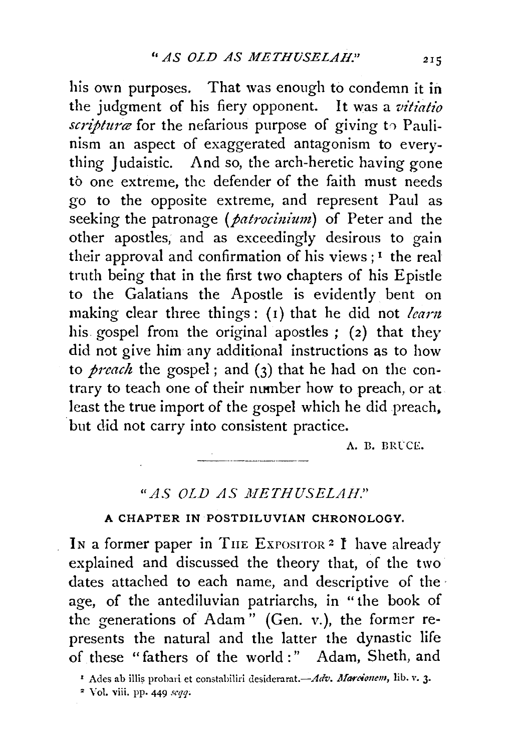his own purposes. That was enough to condemn it in the judgment of his fiery opponent. It was a *vitiatio scripturæ* for the nefarious purpose of giving to Paulinism an aspect of exaggerated antagonism to everything Judaistic. And so, the arch-heretic having gone to one extreme, the defender of the faith must needs go to the opposite extreme, and represent Paul as seeking the patronage (*patrocinium*) of Peter and the other apostles, and as exceedingly desirous to gain their approval and confirmation of his views;[1] the real truth being that in the first two chapters of his Epistle to the Galatians the Apostle is evidently bent on making clear three things: (1) that he did not *learn* his gospel from the original apostles; (2) that they did not give him any additional instructions as to how to *preach* the gospel; and (3) that he had on the contrary to teach one of their number how to preach, or at least the true import of the gospel which he did preach, but did not carry into consistent practice.

A. B. BRUCE.

---

# "AS OLD AS METHUSELAH."

## A CHAPTER IN POSTDILUVIAN CHRONOLOGY.

IN a former paper in THE EXPOSITOR[2] I have already explained and discussed the theory that, of the two dates attached to each name, and descriptive of the age, of the antediluvian patriarchs, in "the book of the generations of Adam" (Gen. v.), the former represents the natural and the latter the dynastic life of these "fathers of the world:" Adam, Sheth, and

[1] Ades ab illis probari et constabiliri desiderarat.—*Adv. Marcionem*, lib. v. 3.

[2] Vol. viii. pp. 449 *seqq*.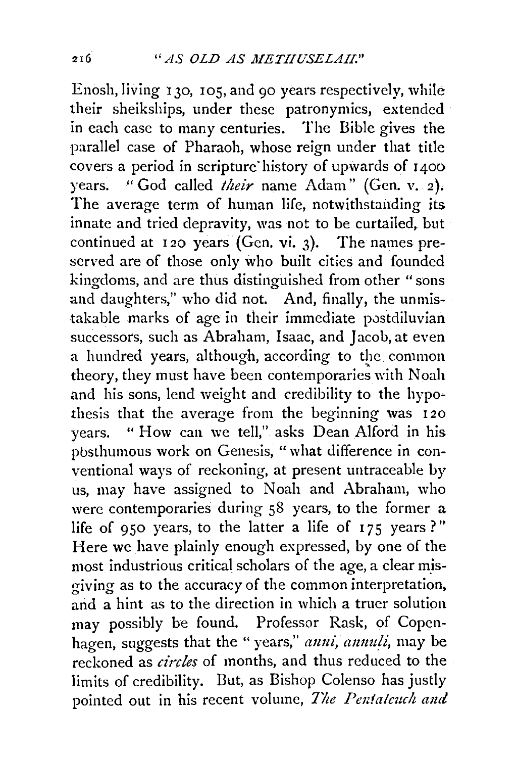Enosh, living 130, 105, and 90 years respectively, while their sheikships, under these patronymics, extended in each case to many centuries. The Bible gives the parallel case of Pharaoh, whose reign under that title covers a period in scripture history of upwards of 1400 years. "God called *their* name Adam" (Gen. v. 2). The average term of human life, notwithstanding its innate and tried depravity, was not to be curtailed, but continued at 120 years (Gen. vi. 3). The names preserved are of those only who built cities and founded kingdoms, and are thus distinguished from other "sons and daughters," who did not. And, finally, the unmistakable marks of age in their immediate postdiluvian successors, such as Abraham, Isaac, and Jacob, at even a hundred years, although, according to the common theory, they must have been contemporaries with Noah and his sons, lend weight and credibility to the hypothesis that the average from the beginning was 120 years. "How can we tell," asks Dean Alford in his posthumous work on Genesis, "what difference in conventional ways of reckoning, at present untraceable by us, may have assigned to Noah and Abraham, who were contemporaries during 58 years, to the former a life of 950 years, to the latter a life of 175 years?" Here we have plainly enough expressed, by one of the most industrious critical scholars of the age, a clear misgiving as to the accuracy of the common interpretation, and a hint as to the direction in which a truer solution may possibly be found. Professor Rask, of Copenhagen, suggests that the "years," *anni, annuli*, may be reckoned as *circles* of months, and thus reduced to the limits of credibility. But, as Bishop Colenso has justly pointed out in his recent volume, *The Pentateuch and*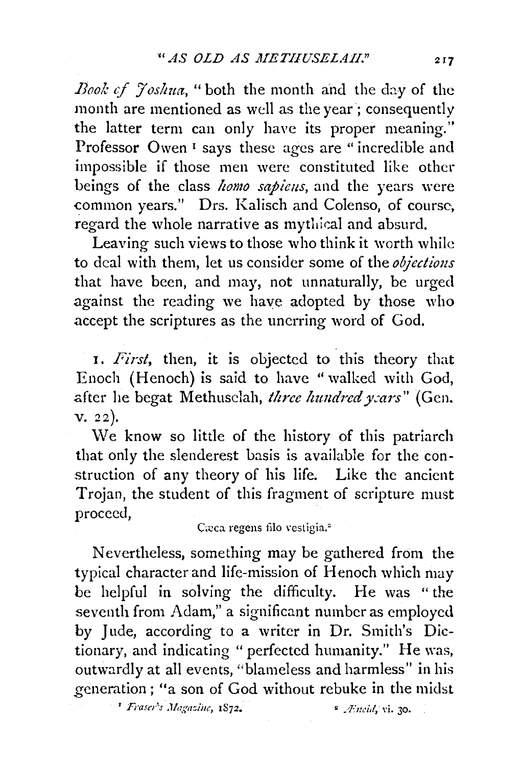*Book of Joshua*, "both the month and the day of the month are mentioned as well as the year; consequently the latter term can only have its proper meaning." Professor Owen[1] says these ages are "incredible and impossible if those men were constituted like other beings of the class *homo sapiens*, and the years were common years." Drs. Kalisch and Colenso, of course, regard the whole narrative as mythical and absurd.

Leaving such views to those who think it worth while to deal with them, let us consider some of the *objections* that have been, and may, not unnaturally, be urged against the reading we have adopted by those who accept the scriptures as the unerring word of God.

1. *First*, then, it is objected to this theory that Enoch (Henoch) is said to have "walked with God, after he begat Methuselah, *three hundred years*" (Gen. v. 22).

We know so little of the history of this patriarch that only the slenderest basis is available for the construction of any theory of his life. Like the ancient Trojan, the student of this fragment of scripture must proceed,

Cæca regens filo vestigia.[2]

Nevertheless, something may be gathered from the typical character and life-mission of Henoch which may be helpful in solving the difficulty. He was "the seventh from Adam," a significant number as employed by Jude, according to a writer in Dr. Smith's Dictionary, and indicating "perfected humanity." He was, outwardly at all events, "blameless and harmless" in his generation; "a son of God without rebuke in the midst

[1] *Fraser's Magazine*, 1872.

[2] *Æneid*, vi. 30.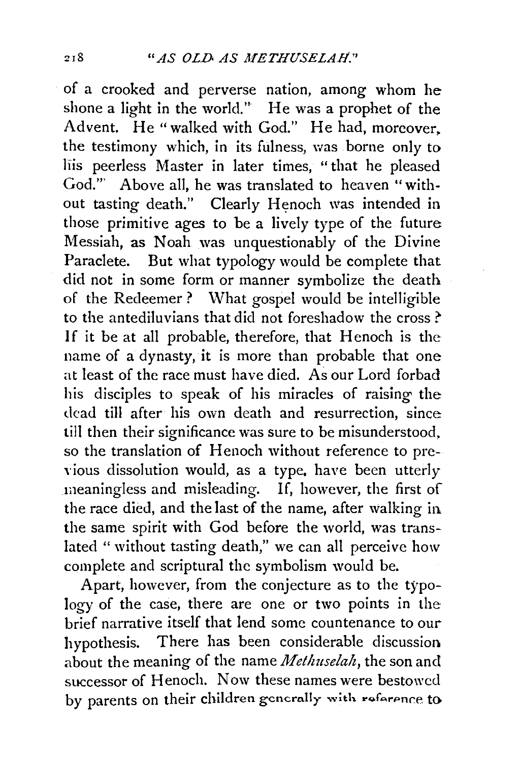of a crooked and perverse nation, among whom he shone a light in the world." He was a prophet of the Advent. He "walked with God." He had, moreover, the testimony which, in its fulness, was borne only to his peerless Master in later times, "that he pleased God." Above all, he was translated to heaven "without tasting death." Clearly Henoch was intended in those primitive ages to be a lively type of the future Messiah, as Noah was unquestionably of the Divine Paraclete. But what typology would be complete that did not in some form or manner symbolize the death of the Redeemer? What gospel would be intelligible to the antediluvians that did not foreshadow the cross? If it be at all probable, therefore, that Henoch is the name of a dynasty, it is more than probable that one at least of the race must have died. As our Lord forbad his disciples to speak of his miracles of raising the dead till after his own death and resurrection, since till then their significance was sure to be misunderstood, so the translation of Henoch without reference to previous dissolution would, as a type, have been utterly meaningless and misleading. If, however, the first of the race died, and the last of the name, after walking in the same spirit with God before the world, was translated "without tasting death," we can all perceive how complete and scriptural the symbolism would be.

Apart, however, from the conjecture as to the typology of the case, there are one or two points in the brief narrative itself that lend some countenance to our hypothesis. There has been considerable discussion about the meaning of the name *Methuselah*, the son and successor of Henoch. Now these names were bestowed by parents on their children generally with reference to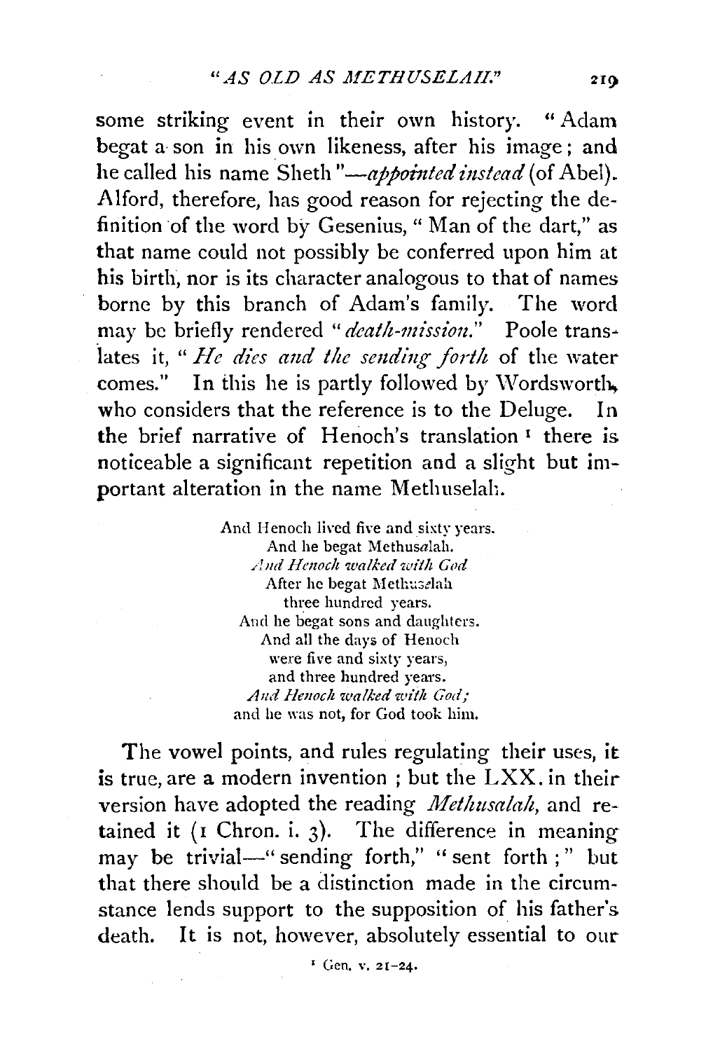some striking event in their own history. "Adam begat a son in his own likeness, after his image; and he called his name Sheth"—*appointed instead* (of Abel). Alford, therefore, has good reason for rejecting the definition of the word by Gesenius, "Man of the dart," as that name could not possibly be conferred upon him at his birth, nor is its character analogous to that of names borne by this branch of Adam's family. The word may be briefly rendered "*death-mission.*" Poole translates it, "*He dies and the sending forth* of the water comes." In this he is partly followed by Wordsworth, who considers that the reference is to the Deluge. In the brief narrative of Henoch's translation[1] there is noticeable a significant repetition and a slight but important alteration in the name Methuselah.

> And Henoch lived five and sixty years.
> And he begat Methus*a*lah.
> *And Henoch walked with God*
> After he begat Methus*e*lah
> three hundred years.
> And he begat sons and daughters.
> And all the days of Henoch
> were five and sixty years,
> and three hundred years.
> *And Henoch walked with God;*
> and he was not, for God took him.

The vowel points, and rules regulating their uses, it is true, are a modern invention; but the LXX. in their version have adopted the reading *Methusalah*, and retained it (1 Chron. i. 3). The difference in meaning may be trivial—"sending forth," "sent forth;" but that there should be a distinction made in the circumstance lends support to the supposition of his father's death. It is not, however, absolutely essential to our

[1] Gen. v. 21-24.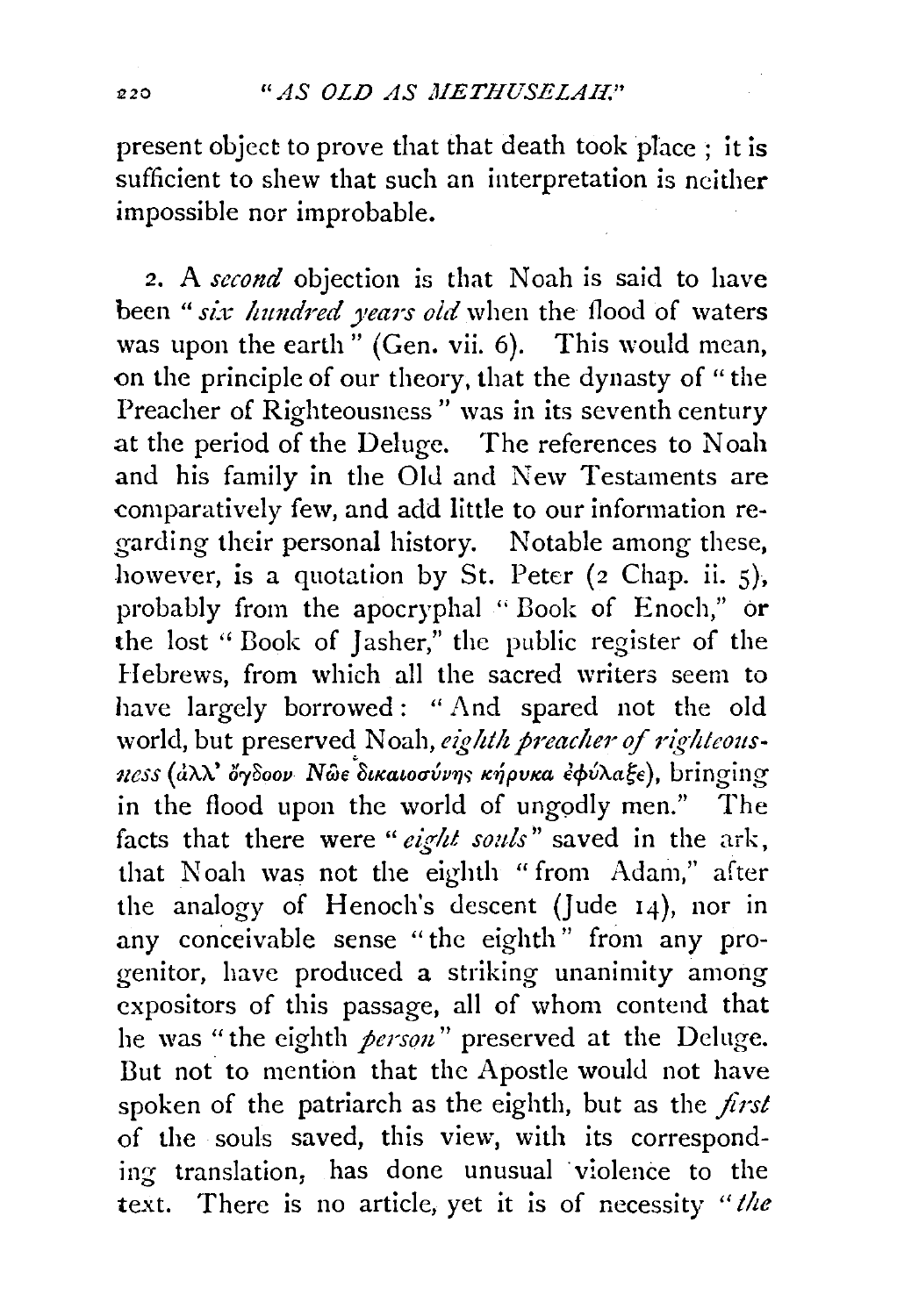present object to prove that that death took place; it is sufficient to shew that such an interpretation is neither impossible nor improbable.

2. A *second* objection is that Noah is said to have been "*six hundred years old* when the flood of waters was upon the earth" (Gen. vii. 6). This would mean, on the principle of our theory, that the dynasty of "the Preacher of Righteousness" was in its seventh century at the period of the Deluge. The references to Noah and his family in the Old and New Testaments are comparatively few, and add little to our information regarding their personal history. Notable among these, however, is a quotation by St. Peter (2 Chap. ii. 5), probably from the apocryphal "Book of Enoch," or the lost "Book of Jasher," the public register of the Hebrews, from which all the sacred writers seem to have largely borrowed: "And spared not the old world, but preserved Noah, *eighth preacher of righteousness* (ἀλλ' ὄγδοον Νῶε δικαιοσύνης κήρυκα ἐφύλαξε), bringing in the flood upon the world of ungodly men." The facts that there were "*eight souls*" saved in the ark, that Noah was not the eighth "from Adam," after the analogy of Henoch's descent (Jude 14), nor in any conceivable sense "the eighth" from any progenitor, have produced a striking unanimity among expositors of this passage, all of whom contend that he was "the eighth *person*" preserved at the Deluge. But not to mention that the Apostle would not have spoken of the patriarch as the eighth, but as the *first* of the souls saved, this view, with its corresponding translation, has done unusual violence to the text. There is no article, yet it is of necessity "*the*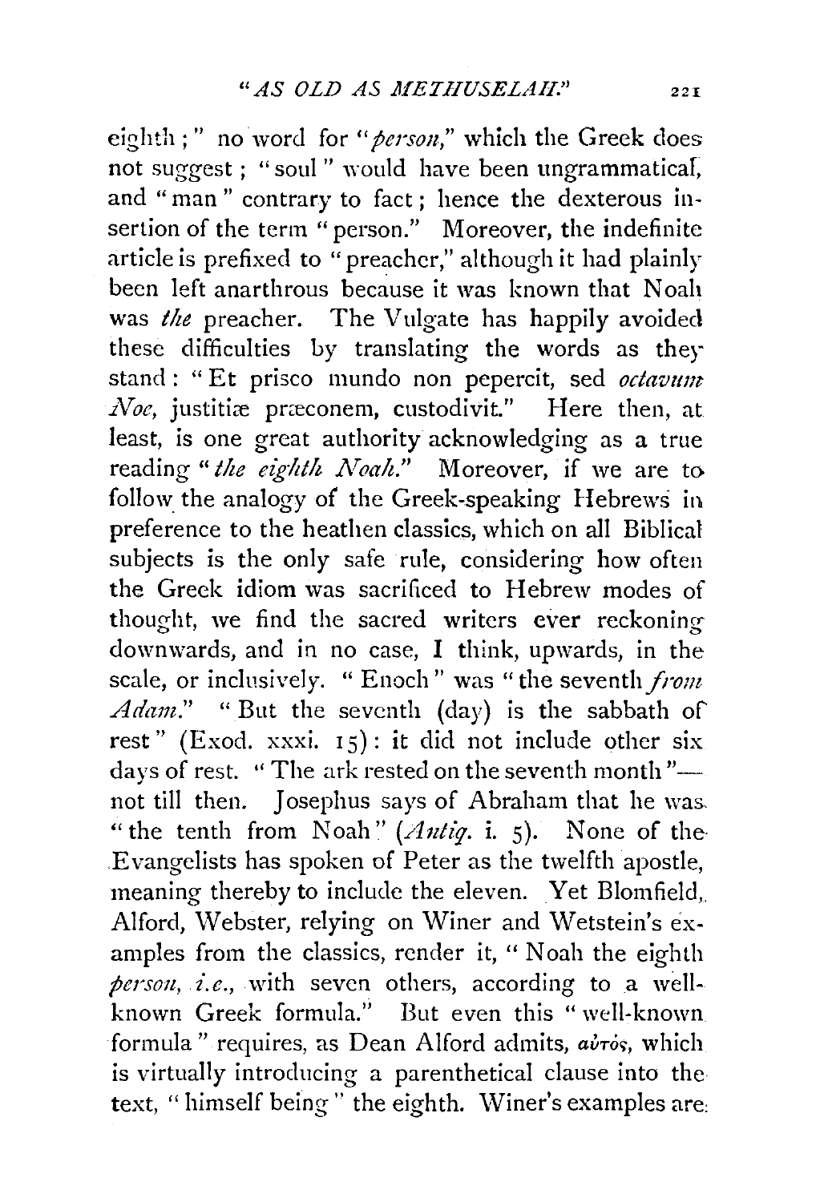eighth;" no word for "*person*," which the Greek does not suggest; "soul" would have been ungrammatical, and "man" contrary to fact; hence the dexterous insertion of the term "person." Moreover, the indefinite article is prefixed to "preacher," although it had plainly been left anarthrous because it was known that Noah was *the* preacher. The Vulgate has happily avoided these difficulties by translating the words as they stand: "Et prisco mundo non pepercit, sed *octavum Noe*, justitiæ præconem, custodivit." Here then, at least, is one great authority acknowledging as a true reading "*the eighth Noah*." Moreover, if we are to follow the analogy of the Greek-speaking Hebrews in preference to the heathen classics, which on all Biblical subjects is the only safe rule, considering how often the Greek idiom was sacrificed to Hebrew modes of thought, we find the sacred writers ever reckoning downwards, and in no case, I think, upwards, in the scale, or inclusively. "Enoch" was "the seventh *from Adam*." "But the seventh (day) is the sabbath of rest" (Exod. xxxi. 15): it did not include other six days of rest. "The ark rested on the seventh month"—not till then. Josephus says of Abraham that he was "the tenth from Noah" (*Antiq.* i. 5). None of the Evangelists has spoken of Peter as the twelfth apostle, meaning thereby to include the eleven. Yet Blomfield, Alford, Webster, relying on Winer and Wetstein's examples from the classics, render it, "Noah the eighth *person*, *i.e.*, with seven others, according to a well-known Greek formula." But even this "well-known formula" requires, as Dean Alford admits, *αὐτός*, which is virtually introducing a parenthetical clause into the text, "himself being" the eighth. Winer's examples are: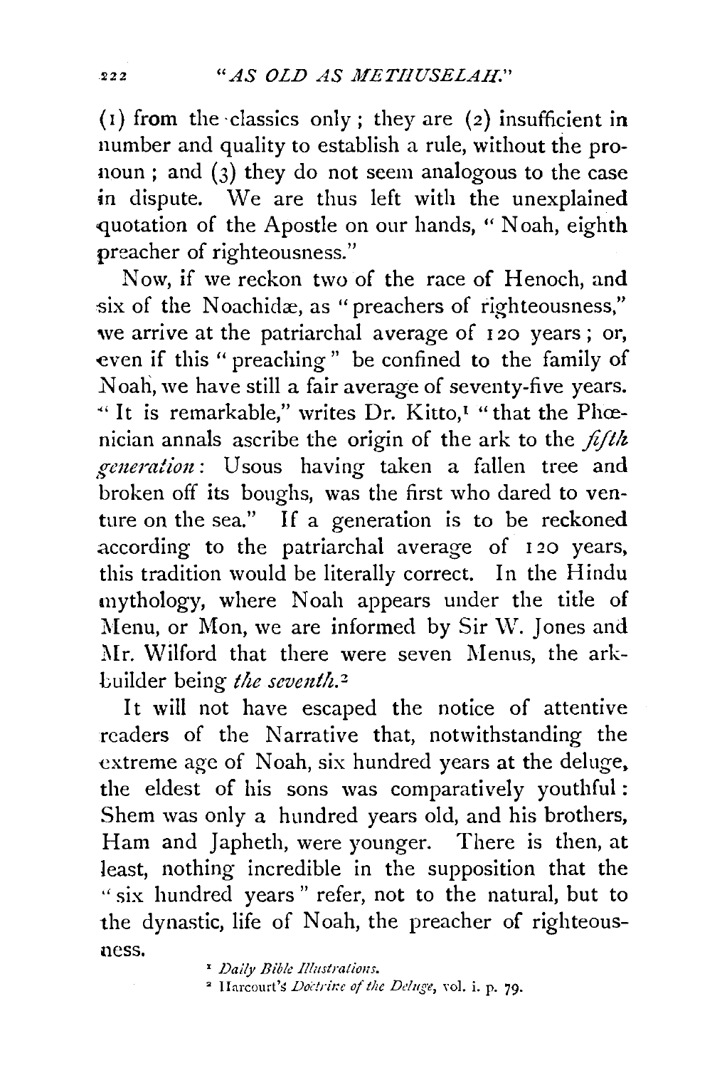(1) from the classics only; they are (2) insufficient in number and quality to establish a rule, without the pronoun; and (3) they do not seem analogous to the case in dispute. We are thus left with the unexplained quotation of the Apostle on our hands, "Noah, eighth preacher of righteousness."

Now, if we reckon two of the race of Henoch, and six of the Noachidæ, as "preachers of righteousness," we arrive at the patriarchal average of 120 years; or, even if this "preaching" be confined to the family of Noah, we have still a fair average of seventy-five years. "It is remarkable," writes Dr. Kitto,[1] "that the Phœnician annals ascribe the origin of the ark to the *fifth generation*: Usous having taken a fallen tree and broken off its boughs, was the first who dared to venture on the sea." If a generation is to be reckoned according to the patriarchal average of 120 years, this tradition would be literally correct. In the Hindu mythology, where Noah appears under the title of Menu, or Mon, we are informed by Sir W. Jones and Mr. Wilford that there were seven Menus, the ark-builder being *the seventh*.[2]

It will not have escaped the notice of attentive readers of the Narrative that, notwithstanding the extreme age of Noah, six hundred years at the deluge, the eldest of his sons was comparatively youthful: Shem was only a hundred years old, and his brothers, Ham and Japheth, were younger. There is then, at least, nothing incredible in the supposition that the "six hundred years" refer, not to the natural, but to the dynastic, life of Noah, the preacher of righteousness.

[1] *Daily Bible Illustrations.*

[2] Harcourt's *Doctrine of the Deluge*, vol. i. p. 79.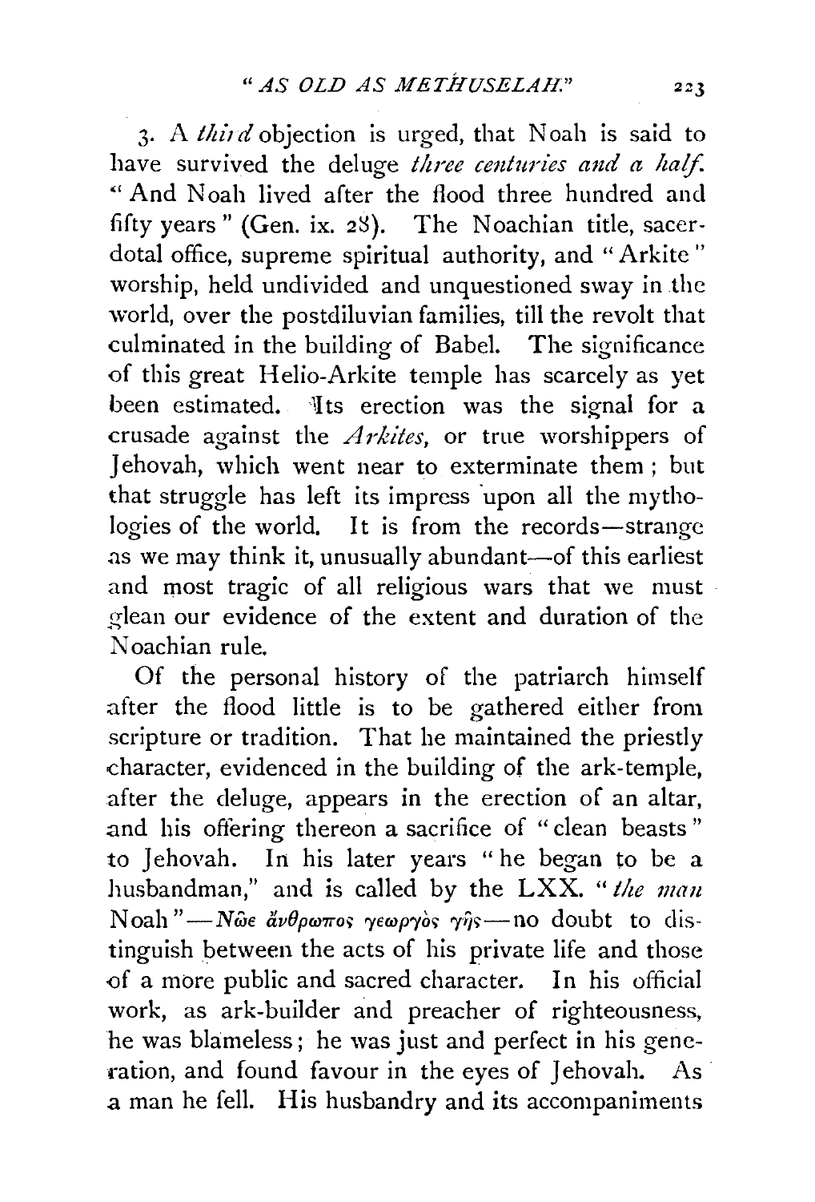3. A *third* objection is urged, that Noah is said to have survived the deluge *three centuries and a half*. "And Noah lived after the flood three hundred and fifty years" (Gen. ix. 28). The Noachian title, sacerdotal office, supreme spiritual authority, and "Arkite" worship, held undivided and unquestioned sway in the world, over the postdiluvian families, till the revolt that culminated in the building of Babel. The significance of this great Helio-Arkite temple has scarcely as yet been estimated. Its erection was the signal for a crusade against the *Arkites*, or true worshippers of Jehovah, which went near to exterminate them; but that struggle has left its impress upon all the mythologies of the world. It is from the records—strange as we may think it, unusually abundant—of this earliest and most tragic of all religious wars that we must glean our evidence of the extent and duration of the Noachian rule.

Of the personal history of the patriarch himself after the flood little is to be gathered either from scripture or tradition. That he maintained the priestly character, evidenced in the building of the ark-temple, after the deluge, appears in the erection of an altar, and his offering thereon a sacrifice of "clean beasts" to Jehovah. In his later years "he began to be a husbandman," and is called by the LXX. "*the man* Noah"—*Νῶε ἄνθρωπος γεωργὸς γῆς*—no doubt to distinguish between the acts of his private life and those of a more public and sacred character. In his official work, as ark-builder and preacher of righteousness, he was blameless; he was just and perfect in his generation, and found favour in the eyes of Jehovah. As a man he fell. His husbandry and its accompaniments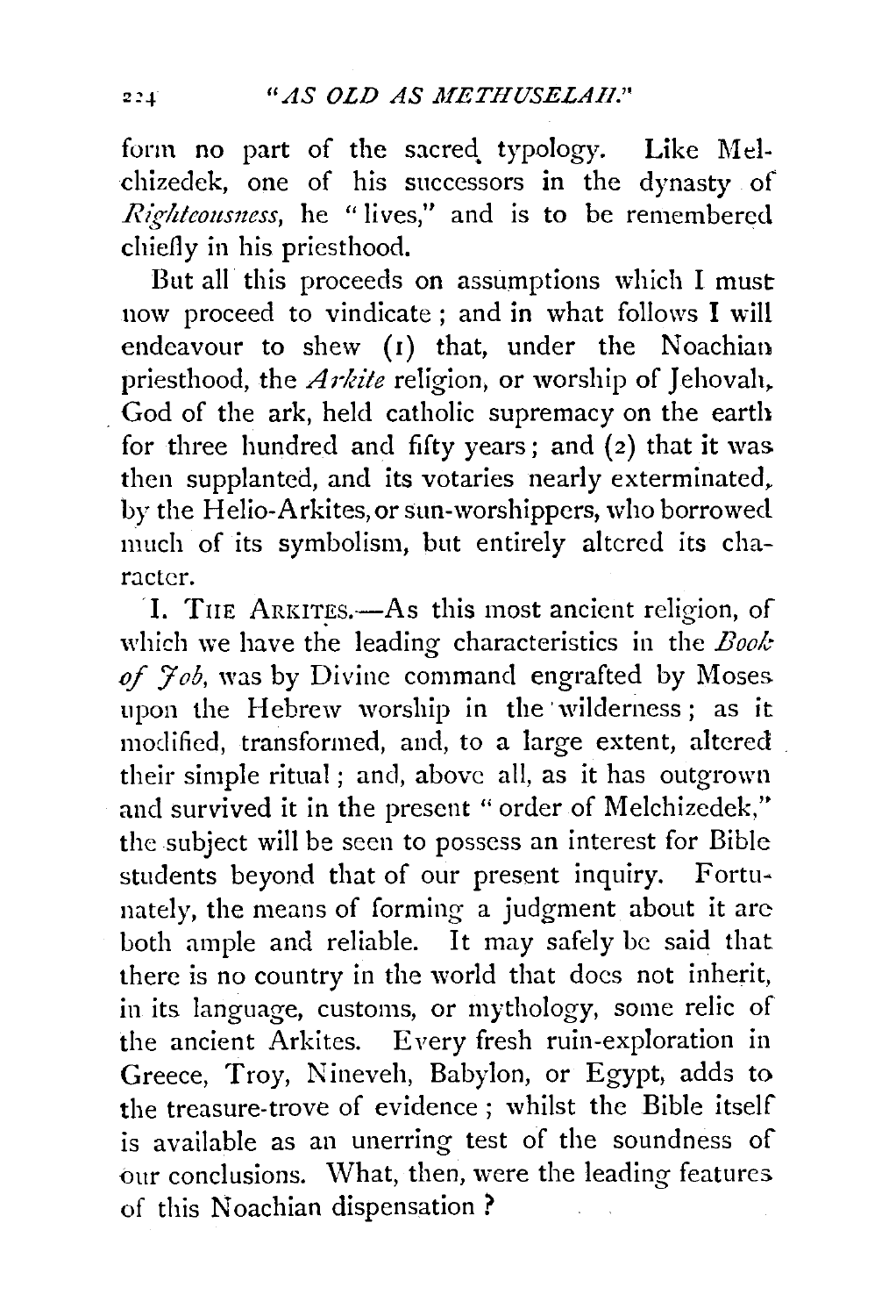form no part of the sacred typology. Like Melchizedek, one of his successors in the dynasty of *Righteousness*, he "lives," and is to be remembered chiefly in his priesthood.

But all this proceeds on assumptions which I must now proceed to vindicate; and in what follows I will endeavour to shew (1) that, under the Noachian priesthood, the *Arkite* religion, or worship of Jehovah, God of the ark, held catholic supremacy on the earth for three hundred and fifty years; and (2) that it was then supplanted, and its votaries nearly exterminated, by the Helio-Arkites, or sun-worshippers, who borrowed much of its symbolism, but entirely altered its character.

I. The Arkites.—As this most ancient religion, of which we have the leading characteristics in the *Book of Job*, was by Divine command engrafted by Moses upon the Hebrew worship in the wilderness; as it modified, transformed, and, to a large extent, altered their simple ritual; and, above all, as it has outgrown and survived it in the present "order of Melchizedek," the subject will be seen to possess an interest for Bible students beyond that of our present inquiry. Fortunately, the means of forming a judgment about it are both ample and reliable. It may safely be said that there is no country in the world that does not inherit, in its language, customs, or mythology, some relic of the ancient Arkites. Every fresh ruin-exploration in Greece, Troy, Nineveh, Babylon, or Egypt, adds to the treasure-trove of evidence; whilst the Bible itself is available as an unerring test of the soundness of our conclusions. What, then, were the leading features of this Noachian dispensation?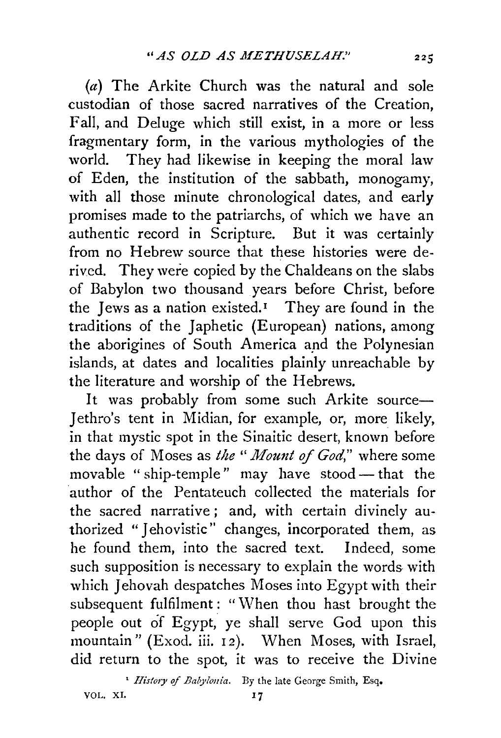(*a*) The Arkite Church was the natural and sole custodian of those sacred narratives of the Creation, Fall, and Deluge which still exist, in a more or less fragmentary form, in the various mythologies of the world. They had likewise in keeping the moral law of Eden, the institution of the sabbath, monogamy, with all those minute chronological dates, and early promises made to the patriarchs, of which we have an authentic record in Scripture. But it was certainly from no Hebrew source that these histories were derived. They were copied by the Chaldeans on the slabs of Babylon two thousand years before Christ, before the Jews as a nation existed.[1] They are found in the traditions of the Japhetic (European) nations, among the aborigines of South America and the Polynesian islands, at dates and localities plainly unreachable by the literature and worship of the Hebrews.

It was probably from some such Arkite source—Jethro's tent in Midian, for example, or, more likely, in that mystic spot in the Sinaitic desert, known before the days of Moses as *the "Mount of God,"* where some movable "ship-temple" may have stood—that the author of the Pentateuch collected the materials for the sacred narrative; and, with certain divinely authorized "Jehovistic" changes, incorporated them, as he found them, into the sacred text. Indeed, some such supposition is necessary to explain the words with which Jehovah despatches Moses into Egypt with their subsequent fulfilment: "When thou hast brought the people out of Egypt, ye shall serve God upon this mountain" (Exod. iii. 12). When Moses, with Israel, did return to the spot, it was to receive the Divine

[1] *History of Babylonia.* By the late George Smith, Esq.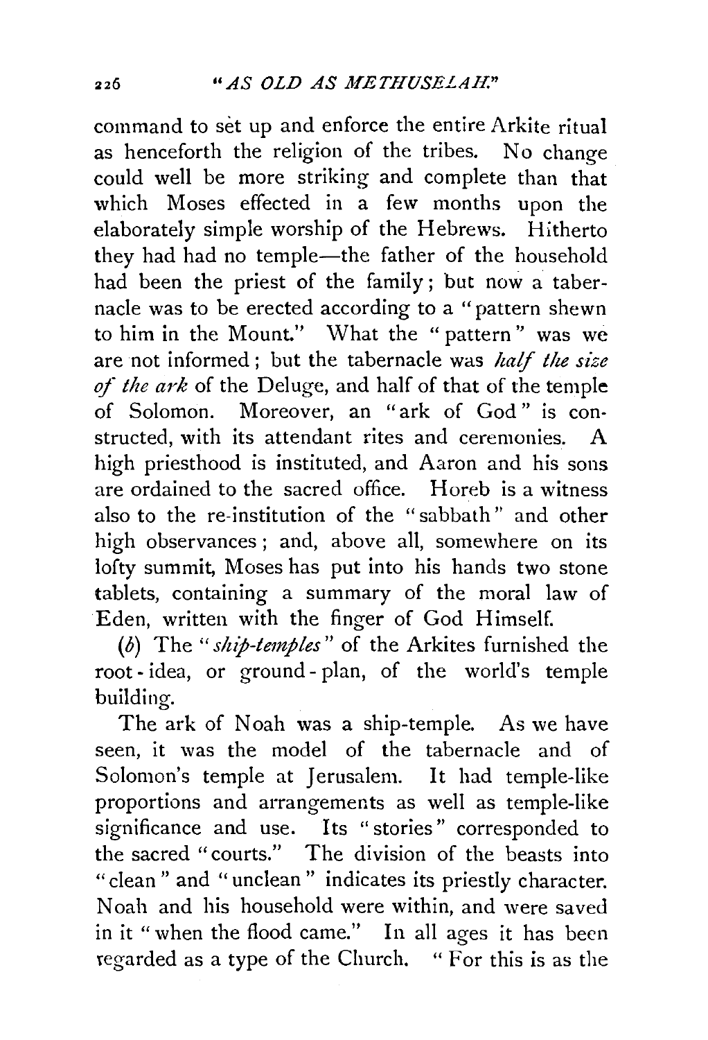command to sèt up and enforce the entire Arkite ritual as henceforth the religion of the tribes. No change could well be more striking and complete than that which Moses effected in a few months upon the elaborately simple worship of the Hebrews. Hitherto they had had no temple—the father of the household had been the priest of the family; but now a tabernacle was to be erected according to a "pattern shewn to him in the Mount." What the "pattern" was we are not informed; but the tabernacle was *half the size of the ark* of the Deluge, and half of that of the temple of Solomon. Moreover, an "ark of God" is constructed, with its attendant rites and ceremonies. A high priesthood is instituted, and Aaron and his sons are ordained to the sacred office. Horeb is a witness also to the re-institution of the "sabbath" and other high observances; and, above all, somewhere on its lofty summit, Moses has put into his hands two stone tablets, containing a summary of the moral law of Eden, written with the finger of God Himself.

(*b*) The "*ship-temples*" of the Arkites furnished the root-idea, or ground-plan, of the world's temple building.

The ark of Noah was a ship-temple. As we have seen, it was the model of the tabernacle and of Solomon's temple at Jerusalem. It had temple-like proportions and arrangements as well as temple-like significance and use. Its "stories" corresponded to the sacred "courts." The division of the beasts into "clean" and "unclean" indicates its priestly character. Noah and his household were within, and were saved in it "when the flood came." In all ages it has been regarded as a type of the Church. "For this is as the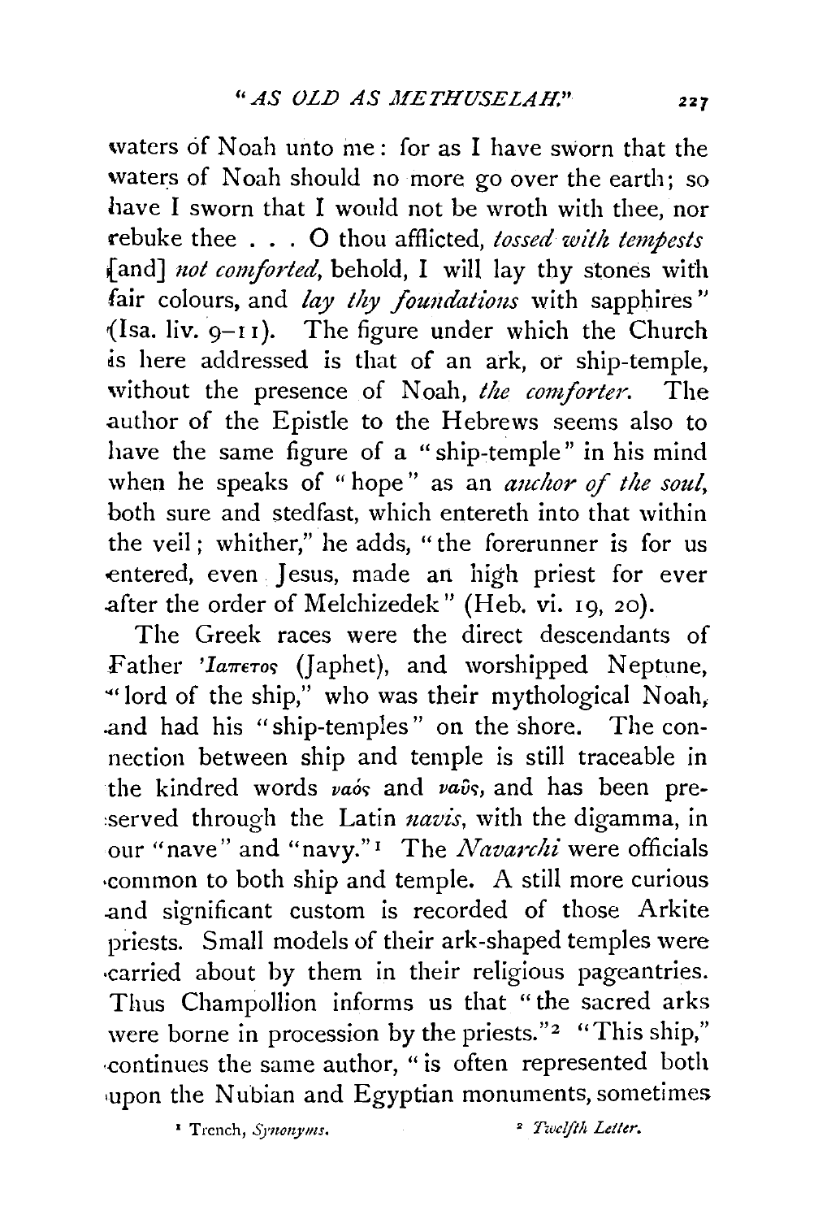waters of Noah unto me: for as I have sworn that the waters of Noah should no more go over the earth; so have I sworn that I would not be wroth with thee, nor rebuke thee . . . O thou afflicted, *tossed with tempests* [and] *not comforted*, behold, I will lay thy stones with fair colours, and *lay thy foundations* with sapphires" (Isa. liv. 9–11). The figure under which the Church is here addressed is that of an ark, or ship-temple, without the presence of Noah, *the comforter*. The author of the Epistle to the Hebrews seems also to have the same figure of a "ship-temple" in his mind when he speaks of "hope" as an *anchor of the soul*, both sure and stedfast, which entereth into that within the veil; whither," he adds, "the forerunner is for us entered, even Jesus, made an high priest for ever after the order of Melchizedek" (Heb. vi. 19, 20).

The Greek races were the direct descendants of Father Ἰαπετος (Japhet), and worshipped Neptune, "lord of the ship," who was their mythological Noah, and had his "ship-temples" on the shore. The connection between ship and temple is still traceable in the kindred words ναός and ναῦς, and has been preserved through the Latin *navis*, with the digamma, in our "nave" and "navy."[1] The *Navarchi* were officials common to both ship and temple. A still more curious and significant custom is recorded of those Arkite priests. Small models of their ark-shaped temples were carried about by them in their religious pageantries. Thus Champollion informs us that "the sacred arks were borne in procession by the priests."[2] "This ship," continues the same author, "is often represented both upon the Nubian and Egyptian monuments, sometimes

[1] Trench, *Synonyms*.

[2] *Twelfth Letter*.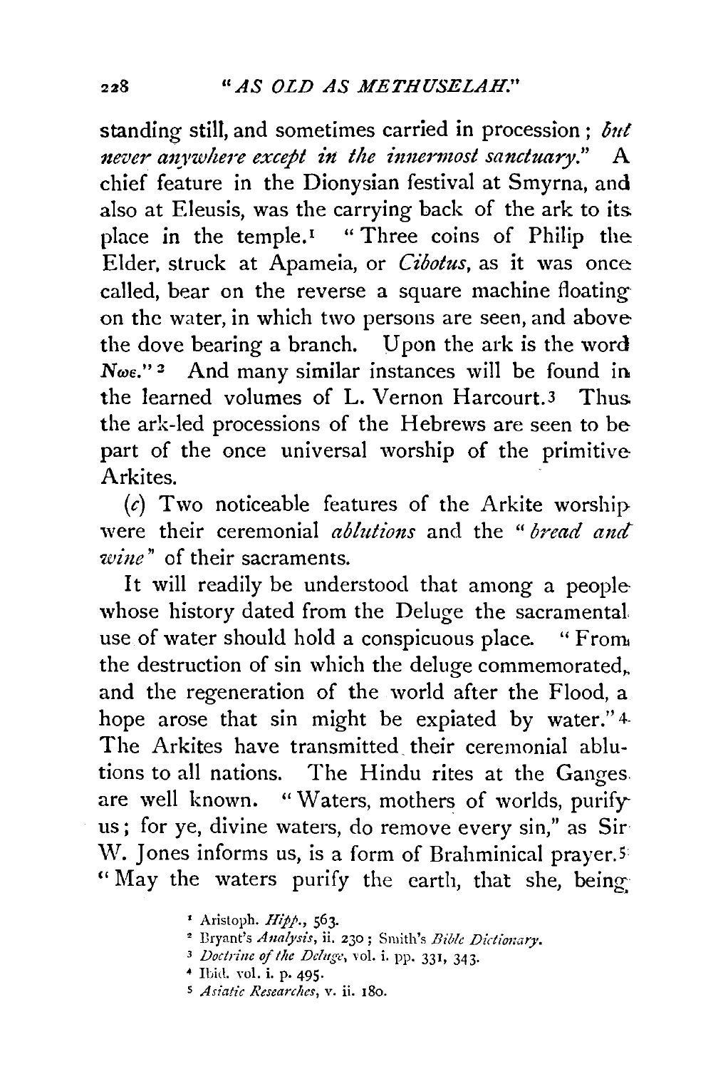standing still, and sometimes carried in procession; *but never anywhere except in the innermost sanctuary.*" A chief feature in the Dionysian festival at Smyrna, and also at Eleusis, was the carrying back of the ark to its place in the temple.[1] "Three coins of Philip the Elder, struck at Apameia, or *Cibotus*, as it was once called, bear on the reverse a square machine floating on the water, in which two persons are seen, and above the dove bearing a branch. Upon the ark is the word *Νωε*."[2] And many similar instances will be found in the learned volumes of L. Vernon Harcourt.[3] Thus the ark-led processions of the Hebrews are seen to be part of the once universal worship of the primitive Arkites.

(*c*) Two noticeable features of the Arkite worship were their ceremonial *ablutions* and the "*bread and wine*" of their sacraments.

It will readily be understood that among a people whose history dated from the Deluge the sacramental use of water should hold a conspicuous place. "From the destruction of sin which the deluge commemorated, and the regeneration of the world after the Flood, a hope arose that sin might be expiated by water."[4] The Arkites have transmitted their ceremonial ablutions to all nations. The Hindu rites at the Ganges are well known. "Waters, mothers of worlds, purify us; for ye, divine waters, do remove every sin," as Sir W. Jones informs us, is a form of Brahminical prayer.[5] "May the waters purify the earth, that she, being

[1] Aristoph. *Hipp.*, 563.

[2] Bryant's *Analysis*, ii. 230; Smith's *Bible Dictionary*.

[3] *Doctrine of the Deluge*, vol. i. pp. 331, 343.

[4] Ibid. vol. i. p. 495.

[5] *Asiatic Researches*, v. ii. 180.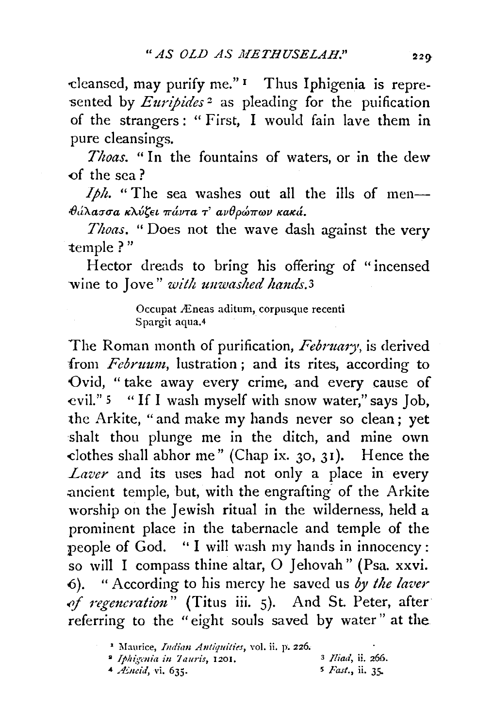cleansed, may purify me."[1] Thus Iphigenia is represented by *Euripides*[2] as pleading for the puification of the strangers: "First, I would fain lave them in pure cleansings.

*Thoas.* "In the fountains of waters, or in the dew of the sea?

*Iph.* "The sea washes out all the ills of men—θάλασσα κλύζει πάντα τ' ανθρώπων κακά.

*Thoas.* "Does not the wave dash against the very temple?"

Hector dreads to bring his offering of "incensed wine to Jove" *with unwashed hands.*[3]

> Occupat Æneas aditum, corpusque recenti
> Spargit aqua.[4]

The Roman month of purification, *February*, is derived from *Februum*, lustration; and its rites, according to Ovid, "take away every crime, and every cause of evil."[5] "If I wash myself with snow water," says Job, the Arkite, "and make my hands never so clean; yet shalt thou plunge me in the ditch, and mine own clothes shall abhor me" (Chap ix. 30, 31). Hence the *Laver* and its uses had not only a place in every ancient temple, but, with the engrafting of the Arkite worship on the Jewish ritual in the wilderness, held a prominent place in the tabernacle and temple of the people of God. "I will wash my hands in innocency: so will I compass thine altar, O Jehovah" (Psa. xxvi. 6). "According to his mercy he saved us *by the laver of regeneration*" (Titus iii. 5). And St. Peter, after referring to the "eight souls saved by water" at the

[1] Maurice, *Indian Antiquities*, vol. ii. p. 226.
[2] *Iphigenia in Tauris*, 1201.
[3] *Iliad*, ii. 266.
[4] *Æneid*, vi. 635.
[5] *Fast.*, ii. 35.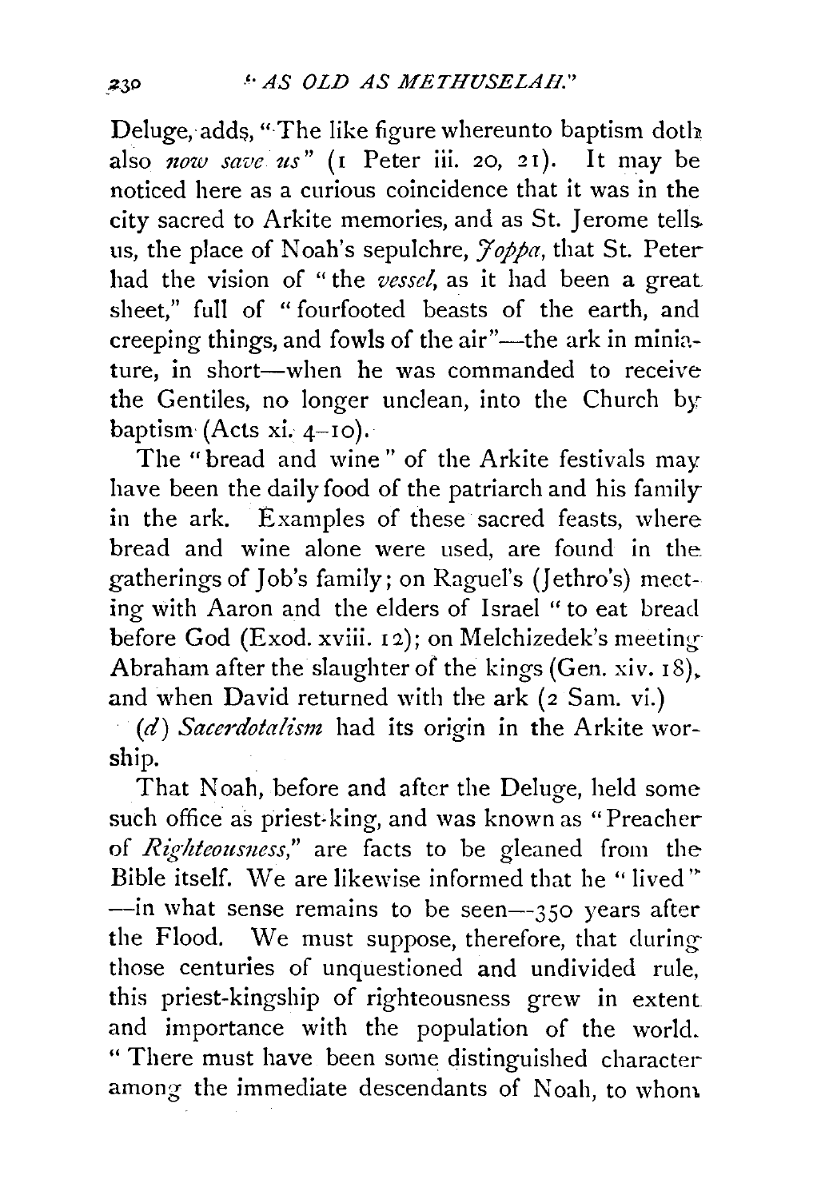Deluge, adds, "The like figure whereunto baptism doth also *now save us*" (1 Peter iii. 20, 21). It may be noticed here as a curious coincidence that it was in the city sacred to Arkite memories, and as St. Jerome tells us, the place of Noah's sepulchre, *Joppa*, that St. Peter had the vision of "the *vessel*, as it had been a great sheet," full of "fourfooted beasts of the earth, and creeping things, and fowls of the air"—the ark in miniature, in short—when he was commanded to receive the Gentiles, no longer unclean, into the Church by baptism (Acts xi. 4–10).

The "bread and wine" of the Arkite festivals may have been the daily food of the patriarch and his family in the ark. Examples of these sacred feasts, where bread and wine alone were used, are found in the gatherings of Job's family; on Raguel's (Jethro's) meeting with Aaron and the elders of Israel "to eat bread before God (Exod. xviii. 12); on Melchizedek's meeting Abraham after the slaughter of the kings (Gen. xiv. 18), and when David returned with the ark (2 Sam. vi.)

(*d*) *Sacerdotalism* had its origin in the Arkite worship.

That Noah, before and after the Deluge, held some such office as priest-king, and was known as "Preacher of *Righteousness*," are facts to be gleaned from the Bible itself. We are likewise informed that he "lived"—in what sense remains to be seen—350 years after the Flood. We must suppose, therefore, that during those centuries of unquestioned and undivided rule, this priest-kingship of righteousness grew in extent and importance with the population of the world. "There must have been some distinguished character among the immediate descendants of Noah, to whom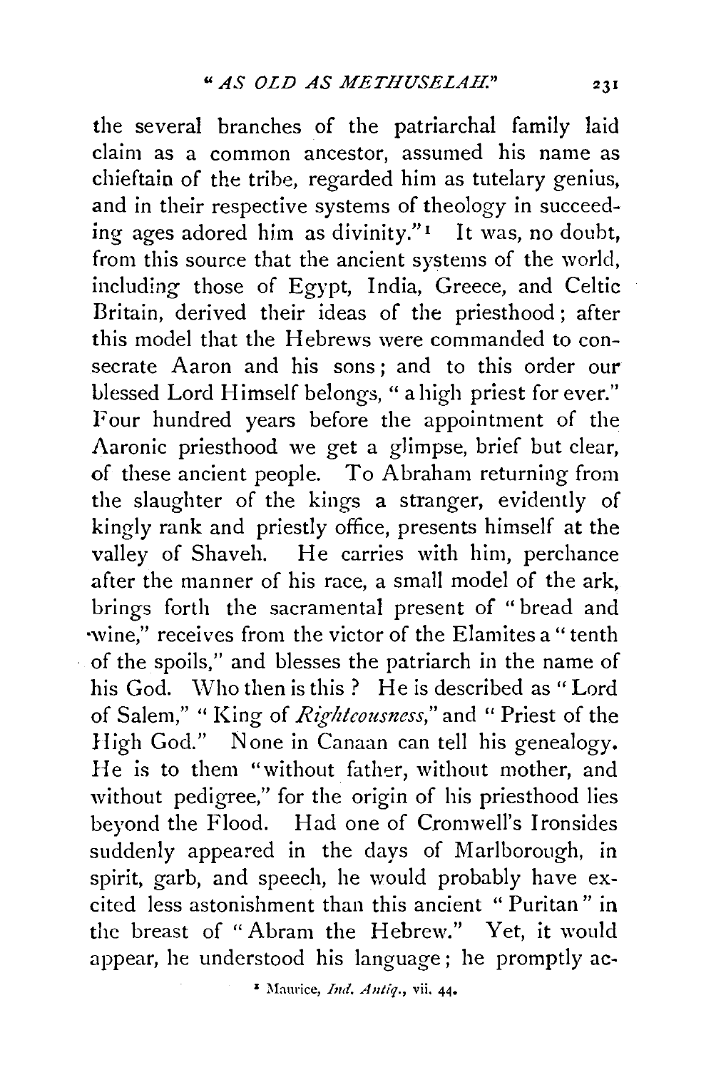the several branches of the patriarchal family laid claim as a common ancestor, assumed his name as chieftain of the tribe, regarded him as tutelary genius, and in their respective systems of theology in succeeding ages adored him as divinity."[1] It was, no doubt, from this source that the ancient systems of the world, including those of Egypt, India, Greece, and Celtic Britain, derived their ideas of the priesthood; after this model that the Hebrews were commanded to consecrate Aaron and his sons; and to this order our blessed Lord Himself belongs, "a high priest for ever." Four hundred years before the appointment of the Aaronic priesthood we get a glimpse, brief but clear, of these ancient people. To Abraham returning from the slaughter of the kings a stranger, evidently of kingly rank and priestly office, presents himself at the valley of Shaveh. He carries with him, perchance after the manner of his race, a small model of the ark, brings forth the sacramental present of "bread and wine," receives from the victor of the Elamites a "tenth of the spoils," and blesses the patriarch in the name of his God. Who then is this? He is described as "Lord of Salem," "King of *Righteousness*," and "Priest of the High God." None in Canaan can tell his genealogy. He is to them "without father, without mother, and without pedigree," for the origin of his priesthood lies beyond the Flood. Had one of Cromwell's Ironsides suddenly appeared in the days of Marlborough, in spirit, garb, and speech, he would probably have excited less astonishment than this ancient "Puritan" in the breast of "Abram the Hebrew." Yet, it would appear, he understood his language; he promptly ac-

[1] Maurice, *Ind. Antiq.*, vii. 44.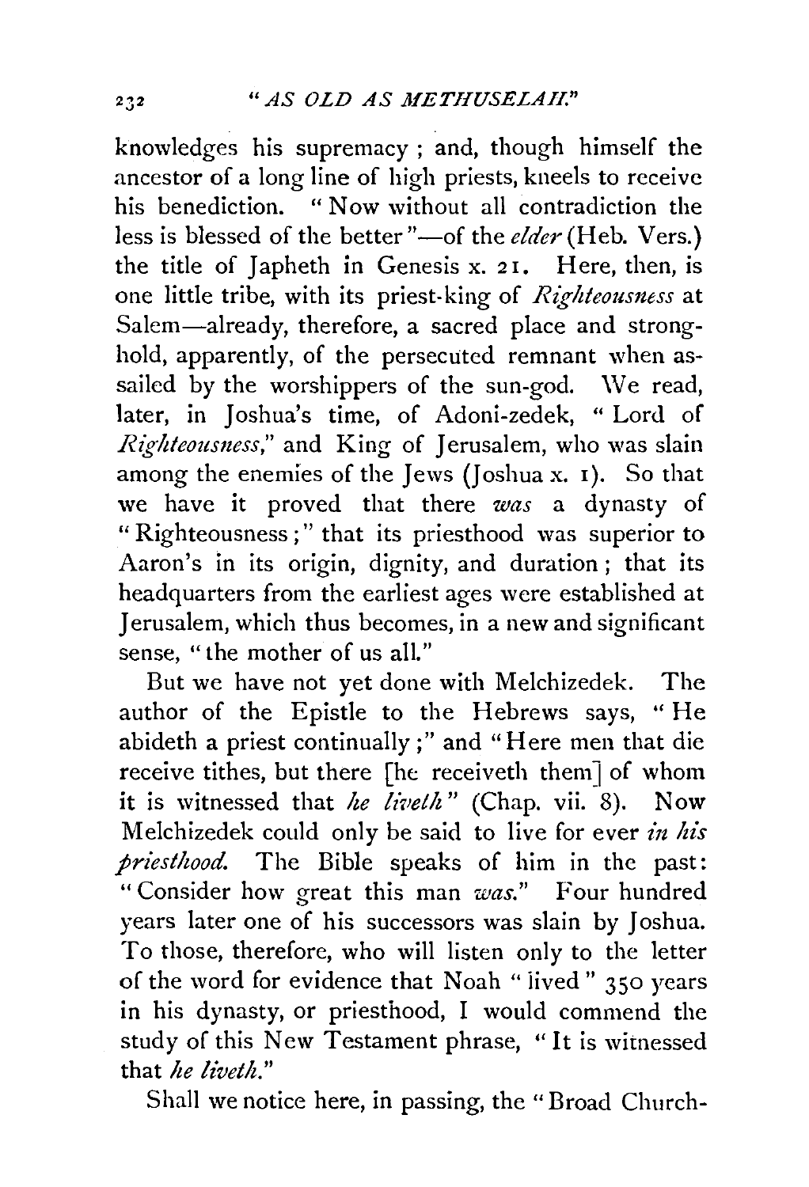knowledges his supremacy ; and, though himself the ancestor of a long line of high priests, kneels to receive his benediction. " Now without all contradiction the less is blessed of the better "—of the *elder* (Heb. Vers.) the title of Japheth in Genesis x. 21. Here, then, is one little tribe, with its priest-king of *Righteousness* at Salem—already, therefore, a sacred place and stronghold, apparently, of the persecuted remnant when assailed by the worshippers of the sun-god. We read, later, in Joshua's time, of Adoni-zedek, " Lord of *Righteousness*," and King of Jerusalem, who was slain among the enemies of the Jews (Joshua x. 1). So that we have it proved that there *was* a dynasty of " Righteousness ;" that its priesthood was superior to Aaron's in its origin, dignity, and duration ; that its headquarters from the earliest ages were established at Jerusalem, which thus becomes, in a new and significant sense, " the mother of us all."

But we have not yet done with Melchizedek. The author of the Epistle to the Hebrews says, " He abideth a priest continually ;" and " Here men that die receive tithes, but there [he receiveth them] of whom it is witnessed that *he liveth*" (Chap. vii. 8). Now Melchizedek could only be said to live for ever *in his priesthood*. The Bible speaks of him in the past: " Consider how great this man *was*." Four hundred years later one of his successors was slain by Joshua. To those, therefore, who will listen only to the letter of the word for evidence that Noah " lived " 350 years in his dynasty, or priesthood, I would commend the study of this New Testament phrase, " It is witnessed that *he liveth*."

Shall we notice here, in passing, the " Broad Church-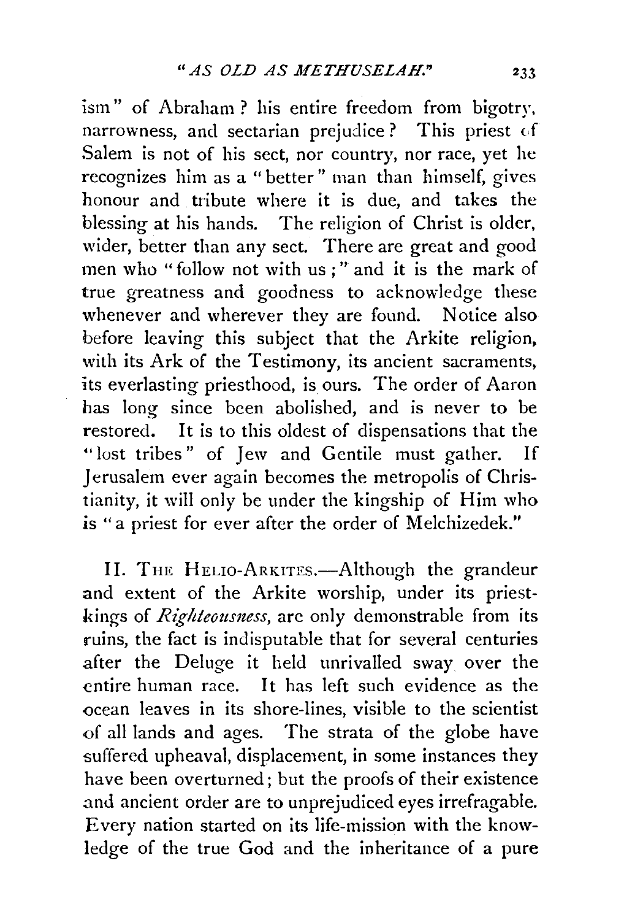ism" of Abraham? his entire freedom from bigotry, narrowness, and sectarian prejudice? This priest of Salem is not of his sect, nor country, nor race, yet he recognizes him as a "better" man than himself, gives honour and tribute where it is due, and takes the blessing at his hands. The religion of Christ is older, wider, better than any sect. There are great and good men who "follow not with us;" and it is the mark of true greatness and goodness to acknowledge these whenever and wherever they are found. Notice also before leaving this subject that the Arkite religion, with its Ark of the Testimony, its ancient sacraments, its everlasting priesthood, is ours. The order of Aaron has long since been abolished, and is never to be restored. It is to this oldest of dispensations that the "lost tribes" of Jew and Gentile must gather. If Jerusalem ever again becomes the metropolis of Christianity, it will only be under the kingship of Him who is "a priest for ever after the order of Melchizedek."

II. The Helio-Arkites.—Although the grandeur and extent of the Arkite worship, under its priest-kings of *Righteousness*, are only demonstrable from its ruins, the fact is indisputable that for several centuries after the Deluge it held unrivalled sway over the entire human race. It has left such evidence as the ocean leaves in its shore-lines, visible to the scientist of all lands and ages. The strata of the globe have suffered upheaval, displacement, in some instances they have been overturned; but the proofs of their existence and ancient order are to unprejudiced eyes irrefragable. Every nation started on its life-mission with the knowledge of the true God and the inheritance of a pure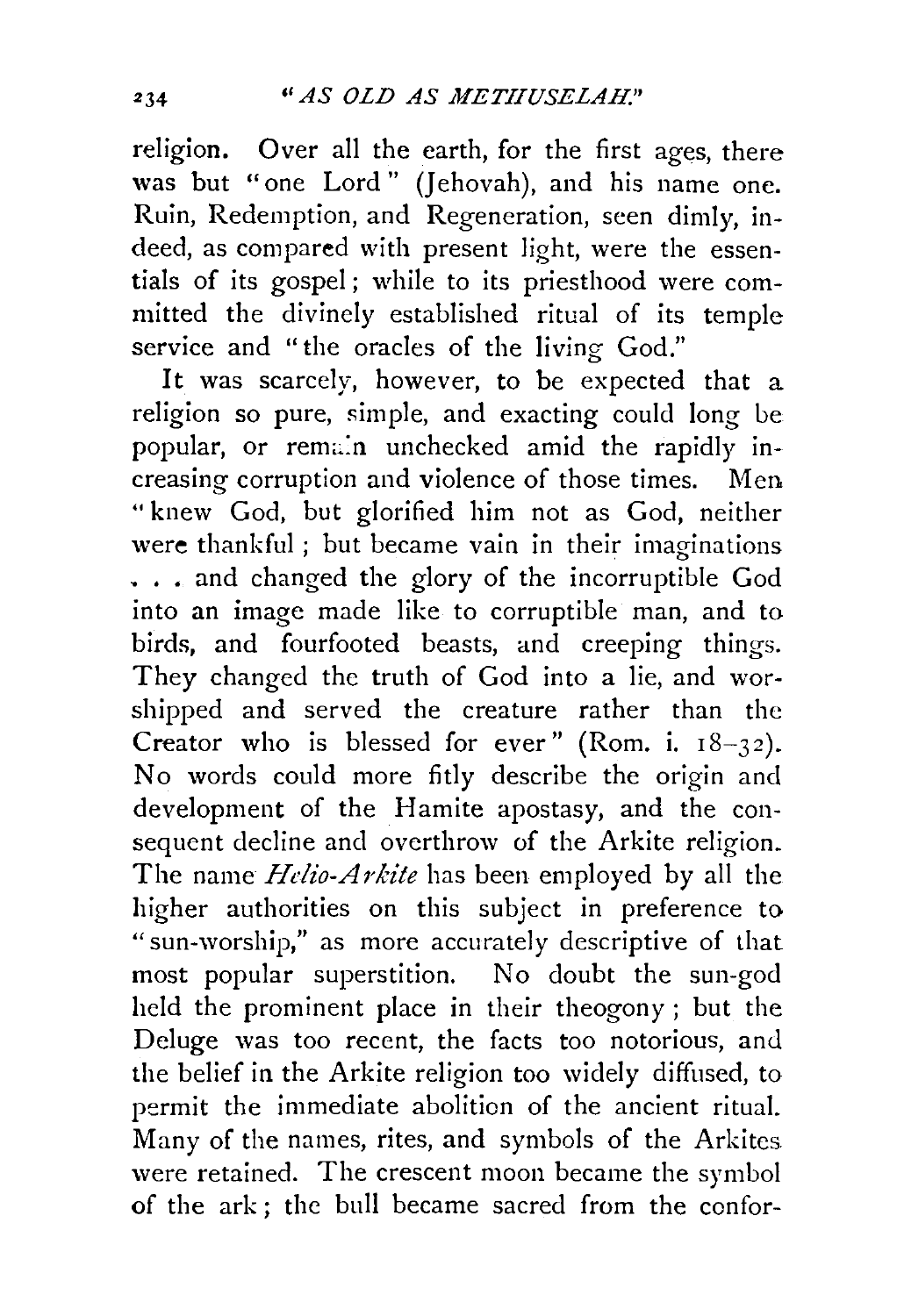religion. Over all the earth, for the first ages, there was but "one Lord" (Jehovah), and his name one. Ruin, Redemption, and Regeneration, seen dimly, indeed, as compared with present light, were the essentials of its gospel; while to its priesthood were committed the divinely established ritual of its temple service and "the oracles of the living God."

It was scarcely, however, to be expected that a religion so pure, simple, and exacting could long be popular, or remain unchecked amid the rapidly increasing corruption and violence of those times. Men "knew God, but glorified him not as God, neither were thankful; but became vain in their imaginations . . . and changed the glory of the incorruptible God into an image made like to corruptible man, and to birds, and fourfooted beasts, and creeping things. They changed the truth of God into a lie, and worshipped and served the creature rather than the Creator who is blessed for ever" (Rom. i. 18–32). No words could more fitly describe the origin and development of the Hamite apostasy, and the consequent decline and overthrow of the Arkite religion. The name *Helio-Arkite* has been employed by all the higher authorities on this subject in preference to "sun-worship," as more accurately descriptive of that most popular superstition. No doubt the sun-god held the prominent place in their theogony; but the Deluge was too recent, the facts too notorious, and the belief in the Arkite religion too widely diffused, to permit the immediate abolition of the ancient ritual. Many of the names, rites, and symbols of the Arkites were retained. The crescent moon became the symbol of the ark; the bull became sacred from the confor-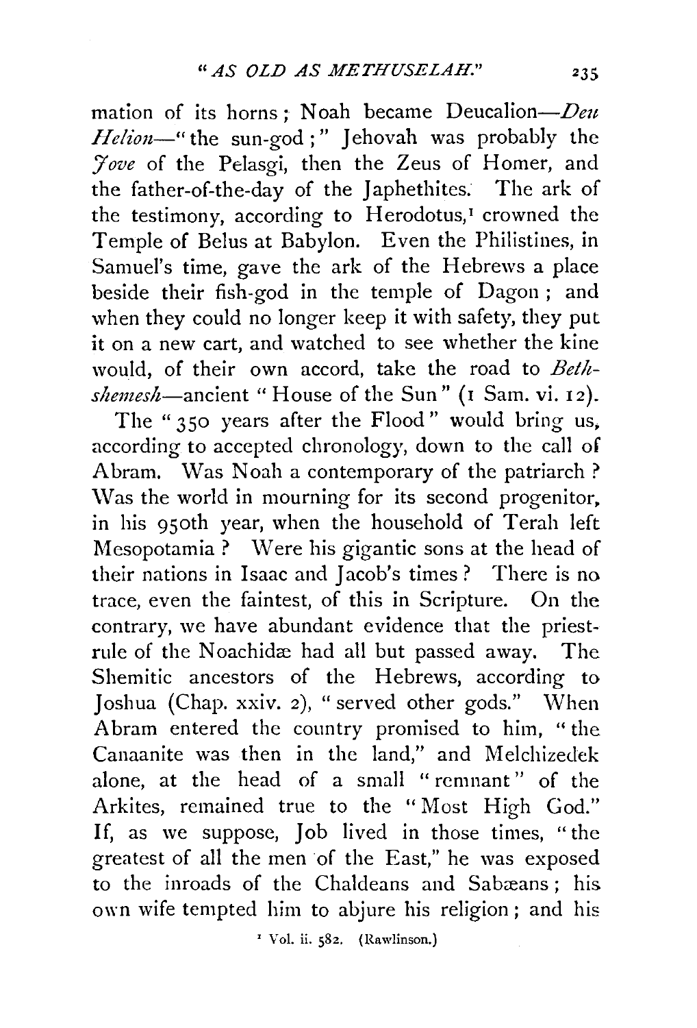mation of its horns; Noah became Deucalion—*Deu Helion*—"the sun-god;" Jehovah was probably the *Jove* of the Pelasgi, then the Zeus of Homer, and the father-of-the-day of the Japhethites. The ark of the testimony, according to Herodotus,[1] crowned the Temple of Belus at Babylon. Even the Philistines, in Samuel's time, gave the ark of the Hebrews a place beside their fish-god in the temple of Dagon; and when they could no longer keep it with safety, they put it on a new cart, and watched to see whether the kine would, of their own accord, take the road to *Beth-shemesh*—ancient "House of the Sun" (1 Sam. vi. 12).

The "350 years after the Flood" would bring us, according to accepted chronology, down to the call of Abram. Was Noah a contemporary of the patriarch? Was the world in mourning for its second progenitor, in his 950th year, when the household of Terah left Mesopotamia? Were his gigantic sons at the head of their nations in Isaac and Jacob's times? There is no trace, even the faintest, of this in Scripture. On the contrary, we have abundant evidence that the priest-rule of the Noachidæ had all but passed away. The Shemitic ancestors of the Hebrews, according to Joshua (Chap. xxiv. 2), "served other gods." When Abram entered the country promised to him, "the Canaanite was then in the land," and Melchizedek alone, at the head of a small "remnant" of the Arkites, remained true to the "Most High God." If, as we suppose, Job lived in those times, "the greatest of all the men of the East," he was exposed to the inroads of the Chaldeans and Sabæans; his own wife tempted him to abjure his religion; and his

[1] Vol. ii. 582. (Rawlinson.)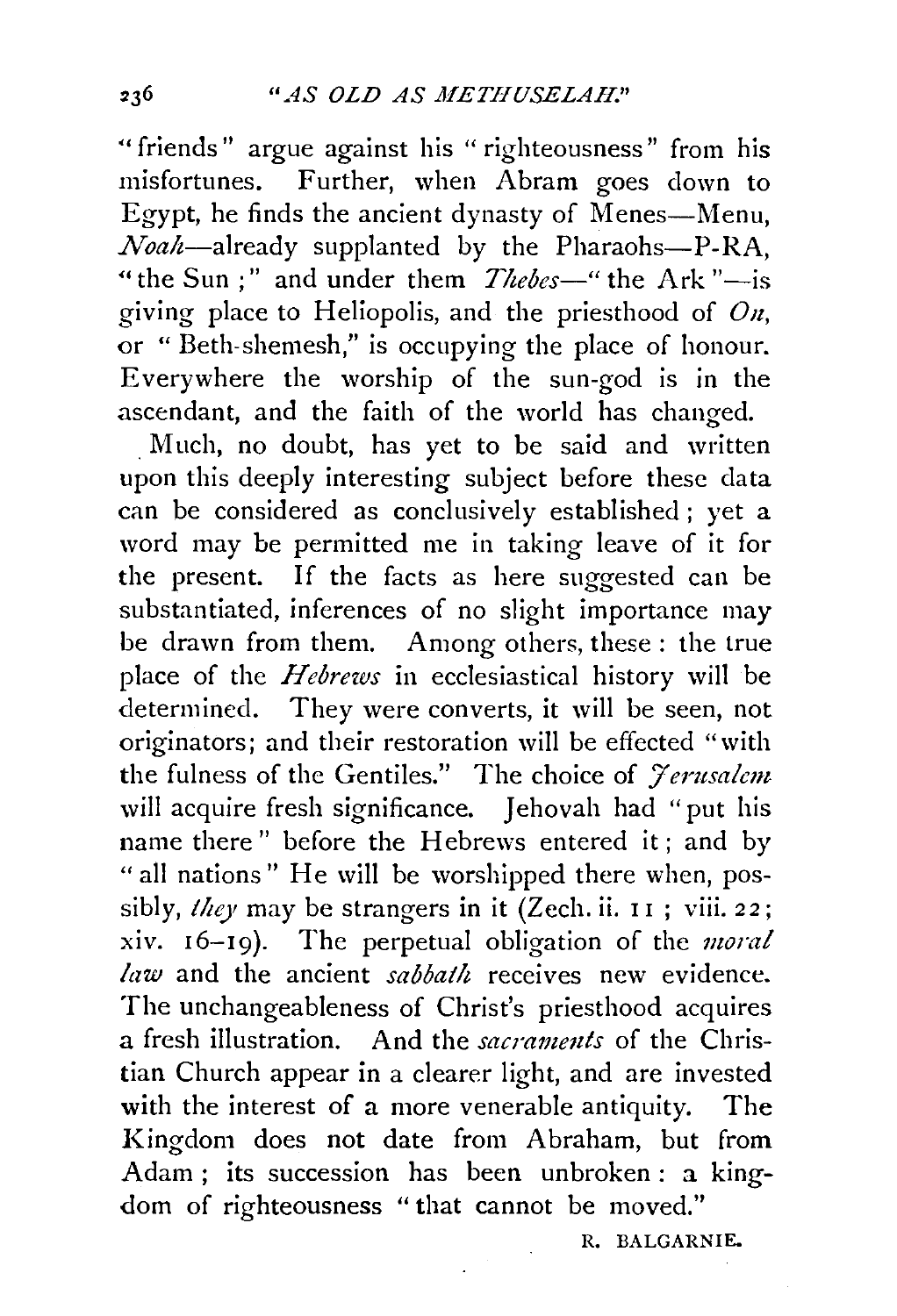"friends" argue against his "righteousness" from his misfortunes. Further, when Abram goes down to Egypt, he finds the ancient dynasty of Menes—Menu, *Noah*—already supplanted by the Pharaohs—P-RA, "the Sun;" and under them *Thebes*—"the Ark"—is giving place to Heliopolis, and the priesthood of *On*, or "Beth-shemesh," is occupying the place of honour. Everywhere the worship of the sun-god is in the ascendant, and the faith of the world has changed.

Much, no doubt, has yet to be said and written upon this deeply interesting subject before these data can be considered as conclusively established; yet a word may be permitted me in taking leave of it for the present. If the facts as here suggested can be substantiated, inferences of no slight importance may be drawn from them. Among others, these: the true place of the *Hebrews* in ecclesiastical history will be determined. They were converts, it will be seen, not originators; and their restoration will be effected "with the fulness of the Gentiles." The choice of *Jerusalem* will acquire fresh significance. Jehovah had "put his name there" before the Hebrews entered it; and by "all nations" He will be worshipped there when, possibly, *they* may be strangers in it (Zech. ii. 11; viii. 22; xiv. 16–19). The perpetual obligation of the *moral law* and the ancient *sabbath* receives new evidence. The unchangeableness of Christ's priesthood acquires a fresh illustration. And the *sacraments* of the Christian Church appear in a clearer light, and are invested with the interest of a more venerable antiquity. The Kingdom does not date from Abraham, but from Adam; its succession has been unbroken: a kingdom of righteousness "that cannot be moved."

R. BALGARNIE.